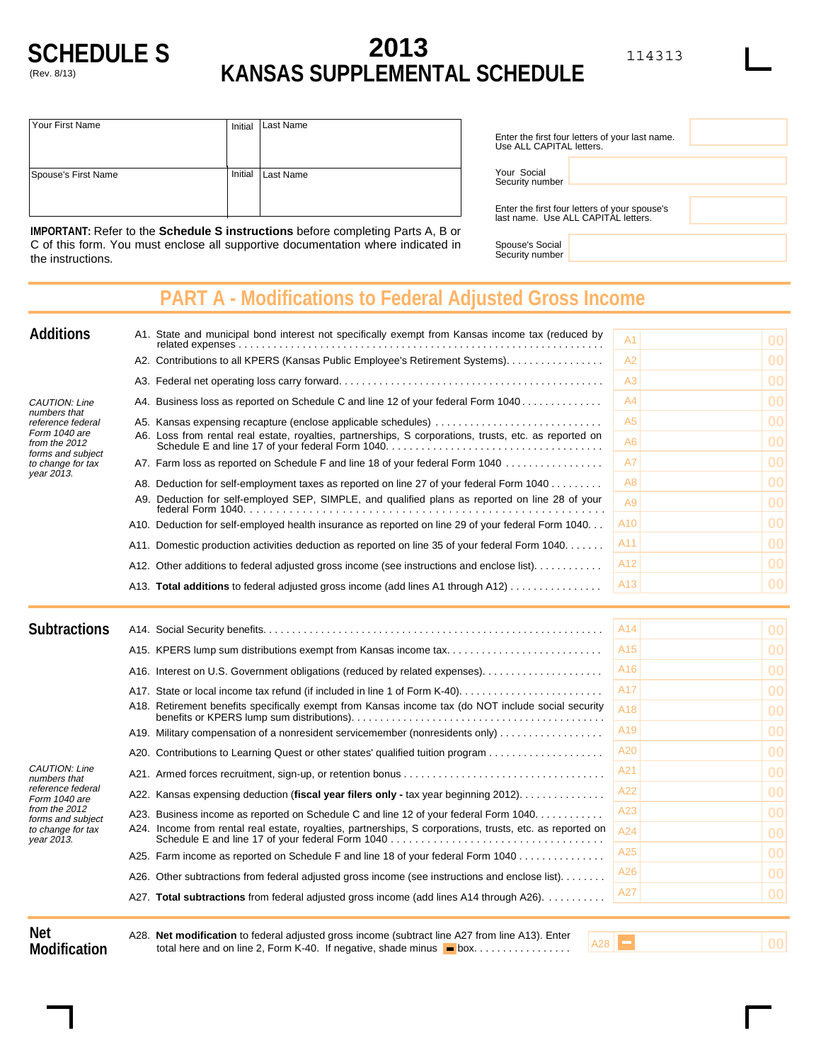# SCHEDULE S

(Rev. 8/13)

# 2013 KANSAS SUPPLEMENTAL SCHEDULE

114313

| Your First Name | Initial | Last Name |
|---|---|---|
| Spouse's First Name | Initial | Last Name |

Enter the first four letters of your last name. Use ALL CAPITAL letters.

Your Social Security number

Enter the first four letters of your spouse's last name. Use ALL CAPITAL letters.

Spouse's Social Security number

**IMPORTANT:** Refer to the **Schedule S instructions** before completing Parts A, B or C of this form. You must enclose all supportive documentation where indicated in the instructions.

## PART A - Modifications to Federal Adjusted Gross Income

### Additions

*CAUTION: Line numbers that reference federal Form 1040 are from the 2012 forms and subject to change for tax year 2013.*

| Line | Description | | Amount |
|---|---|---|---|
| A1. | State and municipal bond interest not specifically exempt from Kansas income tax (reduced by related expenses | A1 | 00 |
| A2. | Contributions to all KPERS (Kansas Public Employee's Retirement Systems) | A2 | 00 |
| A3. | Federal net operating loss carry forward | A3 | 00 |
| A4. | Business loss as reported on Schedule C and line 12 of your federal Form 1040 | A4 | 00 |
| A5. | Kansas expensing recapture (enclose applicable schedules) | A5 | 00 |
| A6. | Loss from rental real estate, royalties, partnerships, S corporations, trusts, etc. as reported on Schedule E and line 17 of your federal Form 1040 | A6 | 00 |
| A7. | Farm loss as reported on Schedule F and line 18 of your federal Form 1040 | A7 | 00 |
| A8. | Deduction for self-employment taxes as reported on line 27 of your federal Form 1040 | A8 | 00 |
| A9. | Deduction for self-employed SEP, SIMPLE, and qualified plans as reported on line 28 of your federal Form 1040 | A9 | 00 |
| A10. | Deduction for self-employed health insurance as reported on line 29 of your federal Form 1040 | A10 | 00 |
| A11. | Domestic production activities deduction as reported on line 35 of your federal Form 1040 | A11 | 00 |
| A12. | Other additions to federal adjusted gross income (see instructions and enclose list) | A12 | 00 |
| A13. | **Total additions** to federal adjusted gross income (add lines A1 through A12) | A13 | 00 |

### Subtractions

*CAUTION: Line numbers that reference federal Form 1040 are from the 2012 forms and subject to change for tax year 2013.*

| Line | Description | | Amount |
|---|---|---|---|
| A14. | Social Security benefits | A14 | 00 |
| A15. | KPERS lump sum distributions exempt from Kansas income tax | A15 | 00 |
| A16. | Interest on U.S. Government obligations (reduced by related expenses) | A16 | 00 |
| A17. | State or local income tax refund (if included in line 1 of Form K-40) | A17 | 00 |
| A18. | Retirement benefits specifically exempt from Kansas income tax (do NOT include social security benefits or KPERS lump sum distributions) | A18 | 00 |
| A19. | Military compensation of a nonresident servicemember (nonresidents only) | A19 | 00 |
| A20. | Contributions to Learning Quest or other states' qualified tuition program | A20 | 00 |
| A21. | Armed forces recruitment, sign-up, or retention bonus | A21 | 00 |
| A22. | Kansas expensing deduction (**fiscal year filers only -** tax year beginning 2012) | A22 | 00 |
| A23. | Business income as reported on Schedule C and line 12 of your federal Form 1040 | A23 | 00 |
| A24. | Income from rental real estate, royalties, partnerships, S corporations, trusts, etc. as reported on Schedule E and line 17 of your federal Form 1040 | A24 | 00 |
| A25. | Farm income as reported on Schedule F and line 18 of your federal Form 1040 | A25 | 00 |
| A26. | Other subtractions from federal adjusted gross income (see instructions and enclose list) | A26 | 00 |
| A27. | **Total subtractions** from federal adjusted gross income (add lines A14 through A26) | A27 | 00 |

### Net Modification

| Line | Description | | Amount |
|---|---|---|---|
| A28. | **Net modification** to federal adjusted gross income (subtract line A27 from line A13). Enter total here and on line 2, Form K-40. If negative, shade minus box. | A28 | 00 |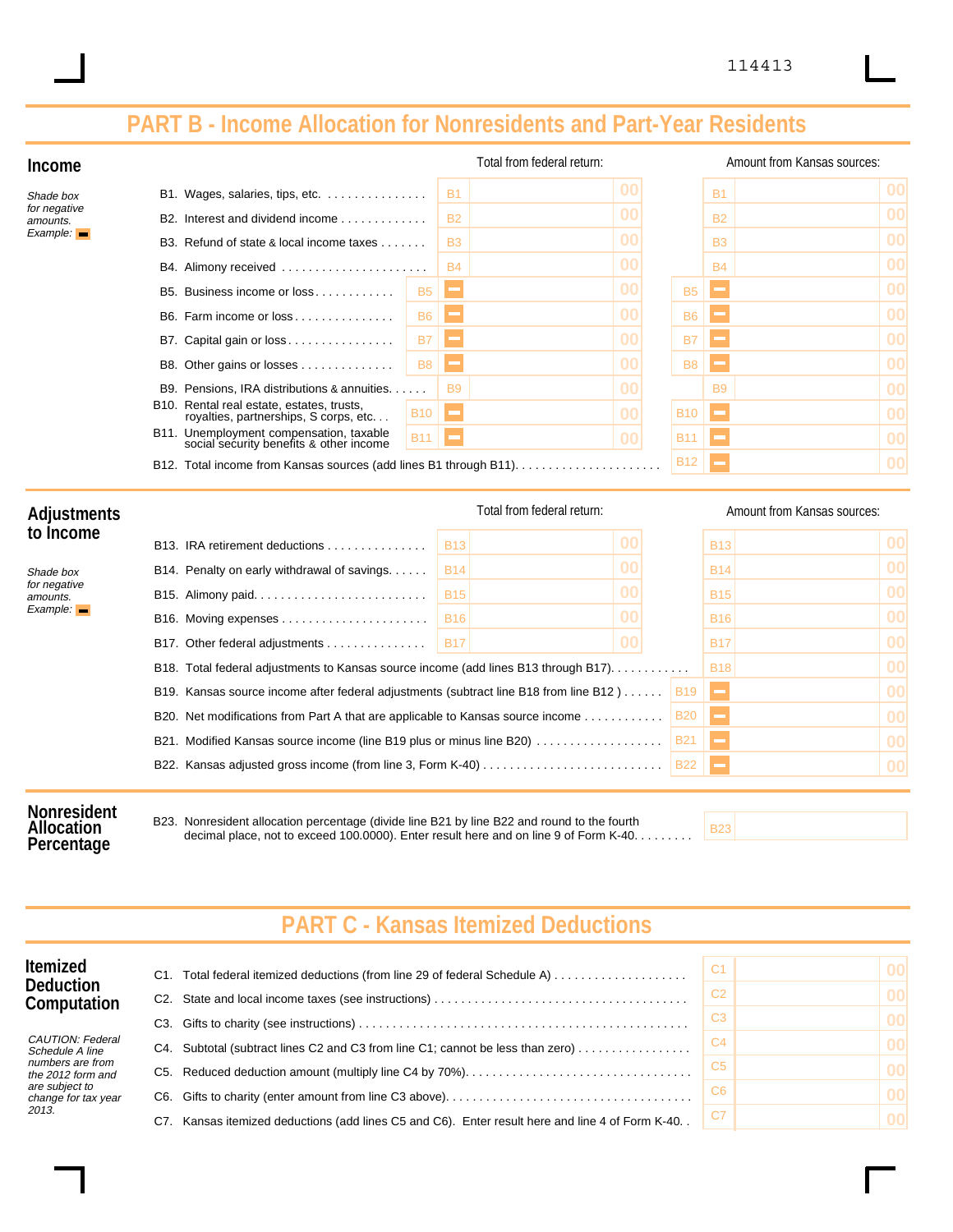114413

## PART B - Income Allocation for Nonresidents and Part-Year Residents

### Income

*Shade box for negative amounts. Example:* ▬

| | Total from federal return: | Amount from Kansas sources: |
|---|---|---|
| B1. Wages, salaries, tips, etc. | B1 .00 | B1 .00 |
| B2. Interest and dividend income | B2 .00 | B2 .00 |
| B3. Refund of state & local income taxes | B3 .00 | B3 .00 |
| B4. Alimony received | B4 .00 | B4 .00 |
| B5. Business income or loss | B5 ▬ .00 | B5 ▬ .00 |
| B6. Farm income or loss | B6 ▬ .00 | B6 ▬ .00 |
| B7. Capital gain or loss | B7 ▬ .00 | B7 ▬ .00 |
| B8. Other gains or losses | B8 ▬ .00 | B8 ▬ .00 |
| B9. Pensions, IRA distributions & annuities | B9 .00 | B9 .00 |
| B10. Rental real estate, estates, trusts, royalties, partnerships, S corps, etc. | B10 ▬ .00 | B10 ▬ .00 |
| B11. Unemployment compensation, taxable social security benefits & other income | B11 ▬ .00 | B11 ▬ .00 |
| B12. Total income from Kansas sources (add lines B1 through B11) | | B12 ▬ .00 |

### Adjustments to Income

*Shade box for negative amounts. Example:* ▬

| | Total from federal return: | Amount from Kansas sources: |
|---|---|---|
| B13. IRA retirement deductions | B13 .00 | B13 .00 |
| B14. Penalty on early withdrawal of savings | B14 .00 | B14 .00 |
| B15. Alimony paid | B15 .00 | B15 .00 |
| B16. Moving expenses | B16 .00 | B16 .00 |
| B17. Other federal adjustments | B17 .00 | B17 .00 |
| B18. Total federal adjustments to Kansas source income (add lines B13 through B17) | | B18 .00 |
| B19. Kansas source income after federal adjustments (subtract line B18 from line B12 ) | | B19 ▬ .00 |
| B20. Net modifications from Part A that are applicable to Kansas source income | | B20 ▬ .00 |
| B21. Modified Kansas source income (line B19 plus or minus line B20) | | B21 ▬ .00 |
| B22. Kansas adjusted gross income (from line 3, Form K-40) | | B22 ▬ .00 |

### Nonresident Allocation Percentage

B23. Nonresident allocation percentage (divide line B21 by line B22 and round to the fourth decimal place, not to exceed 100.0000). Enter result here and on line 9 of Form K-40. ......... B23

## PART C - Kansas Itemized Deductions

### Itemized Deduction Computation

*CAUTION: Federal Schedule A line numbers are from the 2012 form and are subject to change for tax year 2013.*

| | |
|---|---|
| C1. Total federal itemized deductions (from line 29 of federal Schedule A) | C1 .00 |
| C2. State and local income taxes (see instructions) | C2 .00 |
| C3. Gifts to charity (see instructions) | C3 .00 |
| C4. Subtotal (subtract lines C2 and C3 from line C1; cannot be less than zero) | C4 .00 |
| C5. Reduced deduction amount (multiply line C4 by 70%) | C5 .00 |
| C6. Gifts to charity (enter amount from line C3 above) | C6 .00 |
| C7. Kansas itemized deductions (add lines C5 and C6). Enter result here and line 4 of Form K-40. | C7 .00 |